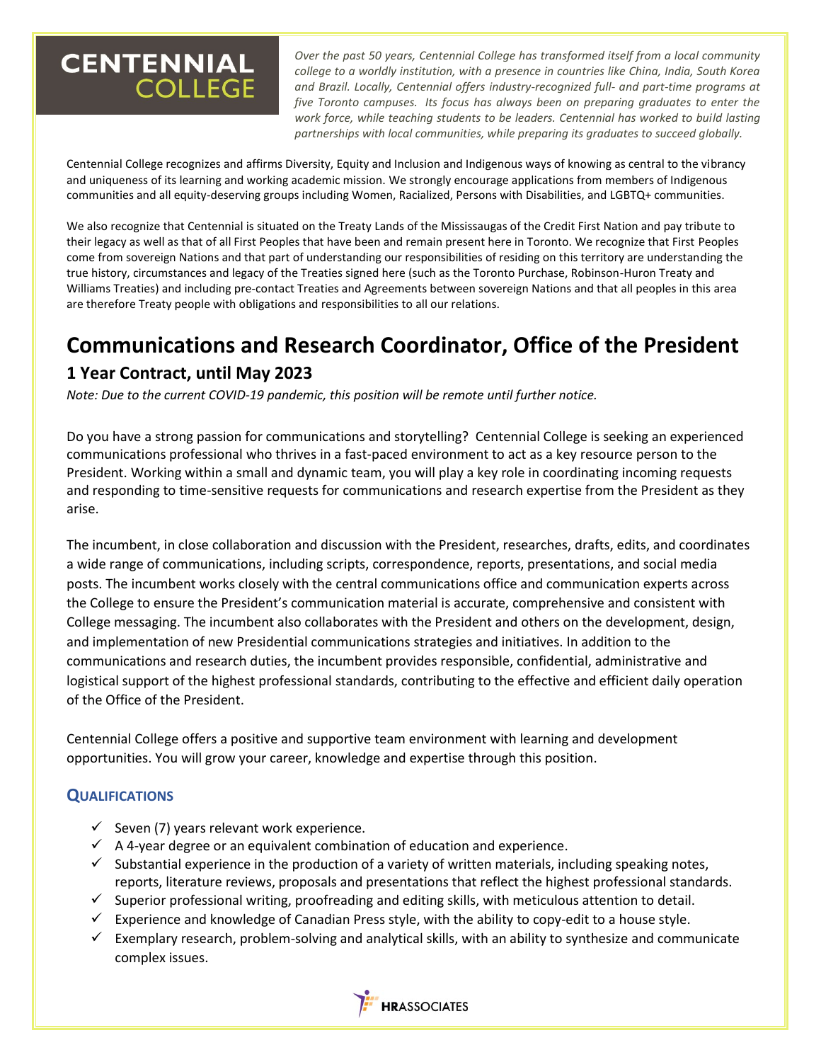**CENTENNIAL COLLEGE**

*Over the past 50 years, Centennial College has transformed itself from a local community college to a worldly institution, with a presence in countries like China, India, South Korea and Brazil. Locally, Centennial offers industry-recognized full- and part-time programs at five Toronto campuses. Its focus has always been on preparing graduates to enter the work force, while teaching students to be leaders. Centennial has worked to build lasting partnerships with local communities, while preparing its graduates to succeed globally.*

Centennial College recognizes and affirms Diversity, Equity and Inclusion and Indigenous ways of knowing as central to the vibrancy and uniqueness of its learning and working academic mission. We strongly encourage applications from members of Indigenous communities and all equity-deserving groups including Women, Racialized, Persons with Disabilities, and LGBTQ+ communities.

We also recognize that Centennial is situated on the Treaty Lands of the Mississaugas of the Credit First Nation and pay tribute to their legacy as well as that of all First Peoples that have been and remain present here in Toronto. We recognize that First Peoples come from sovereign Nations and that part of understanding our responsibilities of residing on this territory are understanding the true history, circumstances and legacy of the Treaties signed here (such as the Toronto Purchase, Robinson-Huron Treaty and Williams Treaties) and including pre-contact Treaties and Agreements between sovereign Nations and that all peoples in this area are therefore Treaty people with obligations and responsibilities to all our relations.

# Communications and Research Coordinator, Office of the President

## 1 Year Contract, until May 2023

*Note: Due to the current COVID-19 pandemic, this position will be remote until further notice.*

Do you have a strong passion for communications and storytelling? Centennial College is seeking an experienced communications professional who thrives in a fast-paced environment to act as a key resource person to the President. Working within a small and dynamic team, you will play a key role in coordinating incoming requests and responding to time-sensitive requests for communications and research expertise from the President as they arise.

The incumbent, in close collaboration and discussion with the President, researches, drafts, edits, and coordinates a wide range of communications, including scripts, correspondence, reports, presentations, and social media posts. The incumbent works closely with the central communications office and communication experts across the College to ensure the President's communication material is accurate, comprehensive and consistent with College messaging. The incumbent also collaborates with the President and others on the development, design, and implementation of new Presidential communications strategies and initiatives. In addition to the communications and research duties, the incumbent provides responsible, confidential, administrative and logistical support of the highest professional standards, contributing to the effective and efficient daily operation of the Office of the President.

Centennial College offers a positive and supportive team environment with learning and development opportunities. You will grow your career, knowledge and expertise through this position.

### QUALIFICATIONS

- ✓ Seven (7) years relevant work experience.
- ✓ A 4-year degree or an equivalent combination of education and experience.
- ✓ Substantial experience in the production of a variety of written materials, including speaking notes, reports, literature reviews, proposals and presentations that reflect the highest professional standards.
- ✓ Superior professional writing, proofreading and editing skills, with meticulous attention to detail.
- ✓ Experience and knowledge of Canadian Press style, with the ability to copy-edit to a house style.
- ✓ Exemplary research, problem-solving and analytical skills, with an ability to synthesize and communicate complex issues.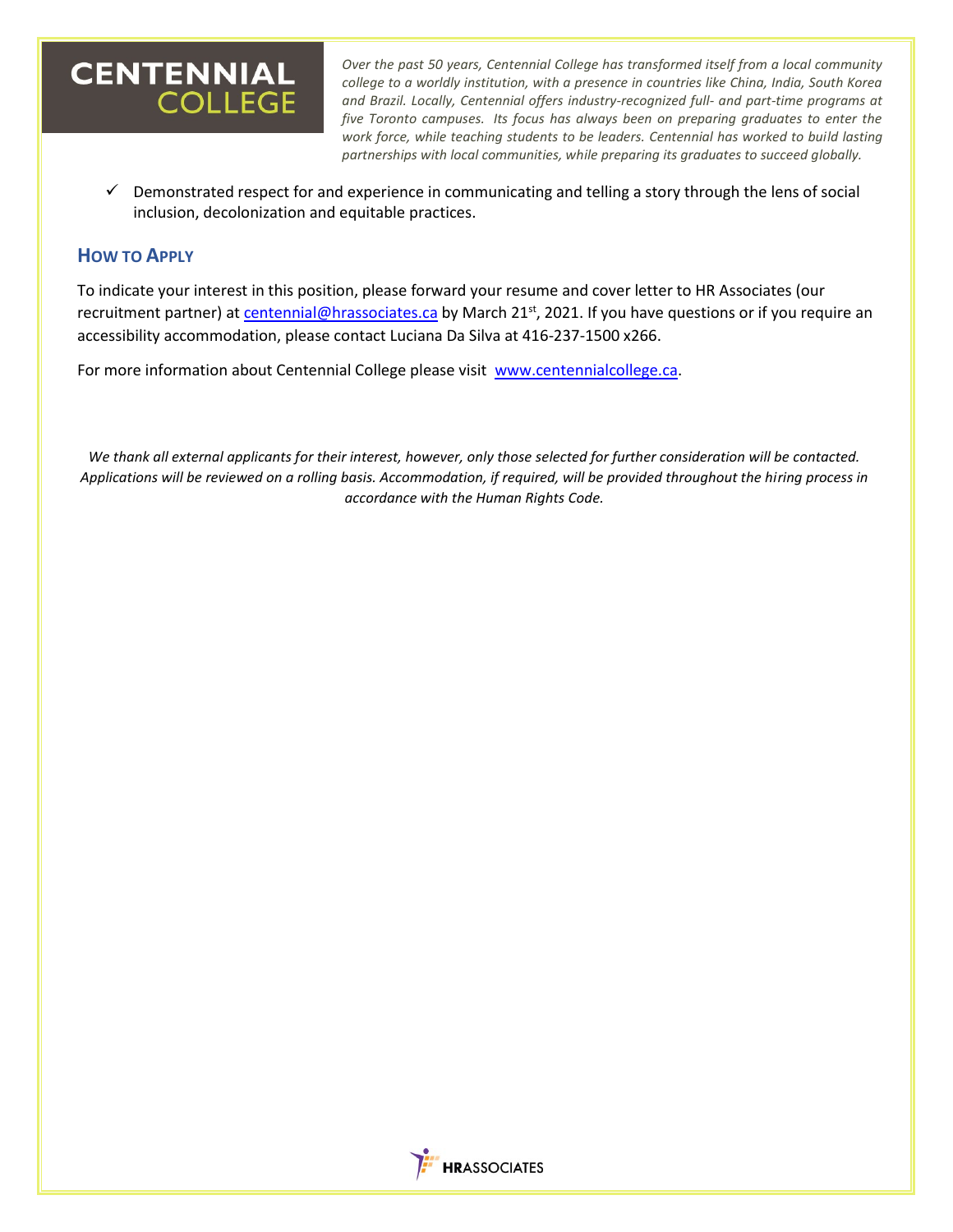**CENTENNIAL COLLEGE**

*Over the past 50 years, Centennial College has transformed itself from a local community college to a worldly institution, with a presence in countries like China, India, South Korea and Brazil. Locally, Centennial offers industry-recognized full- and part-time programs at five Toronto campuses. Its focus has always been on preparing graduates to enter the work force, while teaching students to be leaders. Centennial has worked to build lasting partnerships with local communities, while preparing its graduates to succeed globally.*

- ✓ Demonstrated respect for and experience in communicating and telling a story through the lens of social inclusion, decolonization and equitable practices.

## How to Apply

To indicate your interest in this position, please forward your resume and cover letter to HR Associates (our recruitment partner) at centennial@hrassociates.ca by March 21st, 2021. If you have questions or if you require an accessibility accommodation, please contact Luciana Da Silva at 416-237-1500 x266.

For more information about Centennial College please visit www.centennialcollege.ca.

*We thank all external applicants for their interest, however, only those selected for further consideration will be contacted. Applications will be reviewed on a rolling basis. Accommodation, if required, will be provided throughout the hiring process in accordance with the Human Rights Code.*

**HR**ASSOCIATES